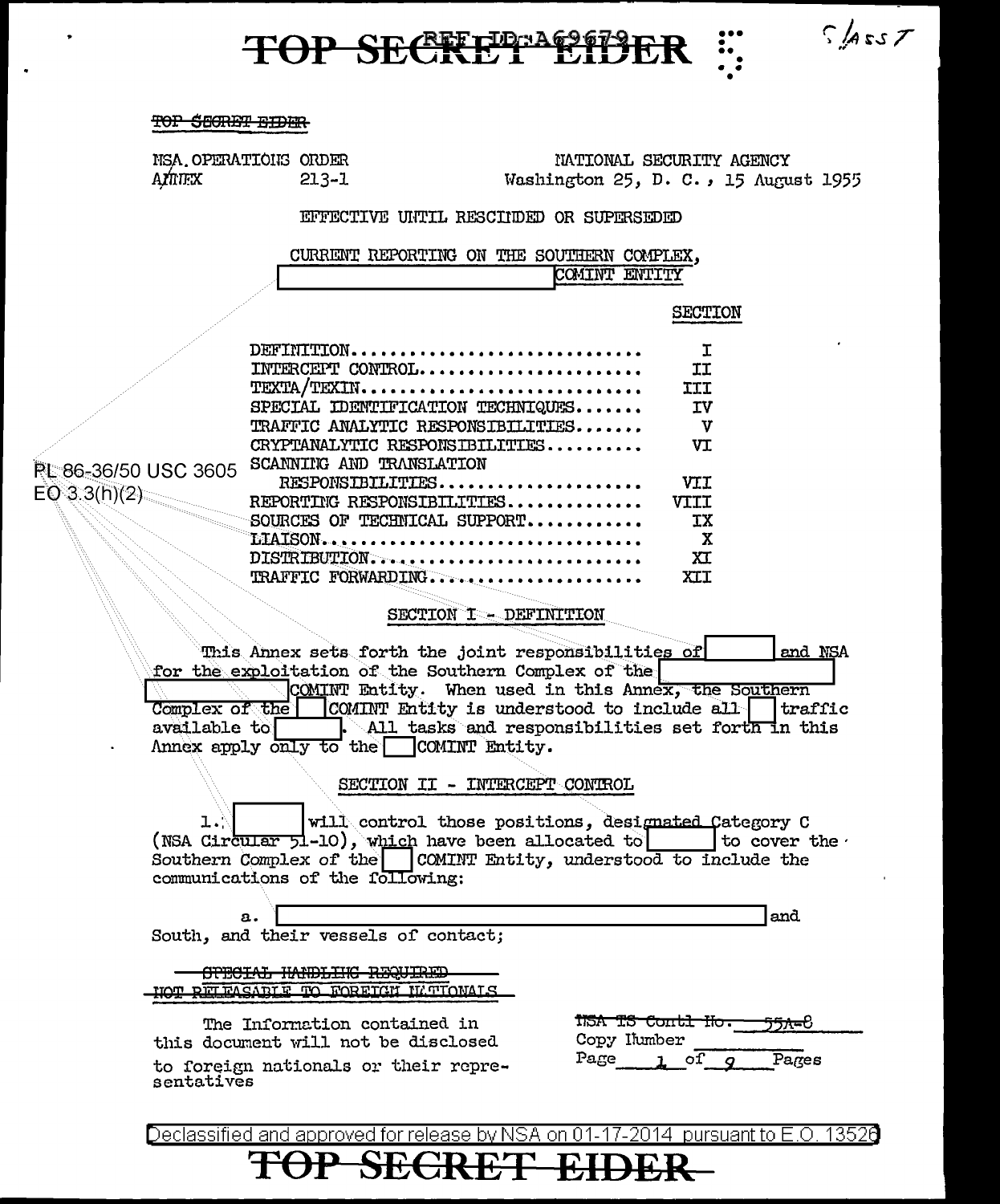TOP SECRET EIDER

NSA OPERATIONS ORDER
ANNEX 213-1

NATIONAL SECURITY AGENCY
Washington 25, D. C., 15 August 1955

EFFECTIVE UNTIL RESCINDED OR SUPERSEDED

CURRENT REPORTING ON THE SOUTHERN COMPLEX,
[ ] COMINT ENTITY

| | SECTION |
|---|---|
| DEFINITION | I |
| INTERCEPT CONTROL | II |
| TEXTA/TEXIN | III |
| SPECIAL IDENTIFICATION TECHNIQUES | IV |
| TRAFFIC ANALYTIC RESPONSIBILITIES | V |
| CRYPTANALYTIC RESPONSIBILITIES | VI |
| SCANNING AND TRANSLATION RESPONSIBILITIES | VII |
| REPORTING RESPONSIBILITIES | VIII |
| SOURCES OF TECHNICAL SUPPORT | IX |
| LIAISON | X |
| DISTRIBUTION | XI |
| TRAFFIC FORWARDING | XII |

PL 86-36/50 USC 3605
EO 3.3(h)(2)

## SECTION I - DEFINITION

This Annex sets forth the joint responsibilities of [ ] and NSA for the exploitation of the Southern Complex of the [ ] COMINT Entity. When used in this Annex, the Southern Complex of the [ ] COMINT Entity is understood to include all [ ] traffic available to [ ]. All tasks and responsibilities set forth in this Annex apply only to the [ ] COMINT Entity.

## SECTION II - INTERCEPT CONTROL

1. [ ] will control those positions, designated Category C (NSA Circular 51-10), which have been allocated to [ ] to cover the Southern Complex of the [ ] COMINT Entity, understood to include the communications of the following:

a. [ ] and South, and their vessels of contact;

~~SPECIAL HANDLING REQUIRED~~
~~NOT RELEASABLE TO FOREIGN NATIONALS~~

The Information contained in this document will not be disclosed to foreign nationals or their representatives

~~NSA TS Contl No.~~ 55A-8
Copy Number ______
Page 1 of 9 Pages

Declassified and approved for release by NSA on 01-17-2014 pursuant to E.O. 13526

TOP SECRET EIDER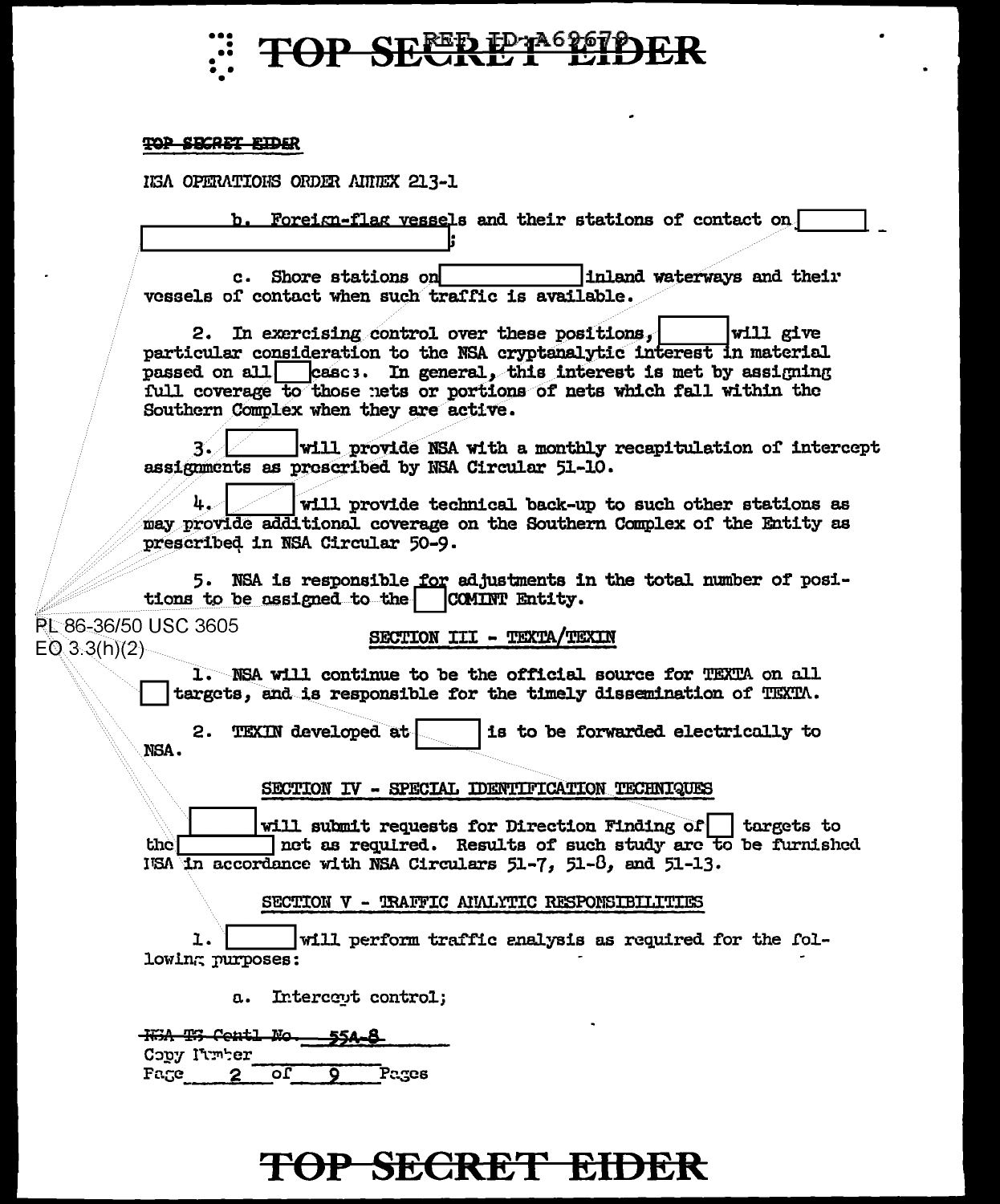TOP SECRET EIDER

NSA OPERATIONS ORDER ANNEX 213-1

b. Foreign-flag vessels and their stations of contact on [ ] [ ];

c. Shore stations on [ ] inland waterways and their vessels of contact when such traffic is available.

2. In exercising control over these positions, [ ] will give particular consideration to the NSA cryptanalytic interest in material passed on all [ ] cases. In general, this interest is met by assigning full coverage to those nets or portions of nets which fall within the Southern Complex when they are active.

3. [ ] will provide NSA with a monthly recapitulation of intercept assignments as prescribed by NSA Circular 51-10.

4. [ ] will provide technical back-up to such other stations as may provide additional coverage on the Southern Complex of the Entity as prescribed in NSA Circular 50-9.

5. NSA is responsible for adjustments in the total number of positions to be assigned to the [ ] COMINT Entity.

PL 86-36/50 USC 3605
EO 3.3(h)(2)

## SECTION III - TEXTA/TEXIN

1. NSA will continue to be the official source for TEXTA on all [ ] targets, and is responsible for the timely dissemination of TEXTA.

2. TEXIN developed at [ ] is to be forwarded electrically to NSA.

## SECTION IV - SPECIAL IDENTIFICATION TECHNIQUES

[ ] will submit requests for Direction Finding of [ ] targets to the [ ] net as required. Results of such study are to be furnished NSA in accordance with NSA Circulars 51-7, 51-8, and 51-13.

## SECTION V - TRAFFIC ANALYTIC RESPONSIBILITIES

1. [ ] will perform traffic analysis as required for the following purposes:

a. Intercept control;

~~NSA TS Contl No.~~ 554-8
Copy Number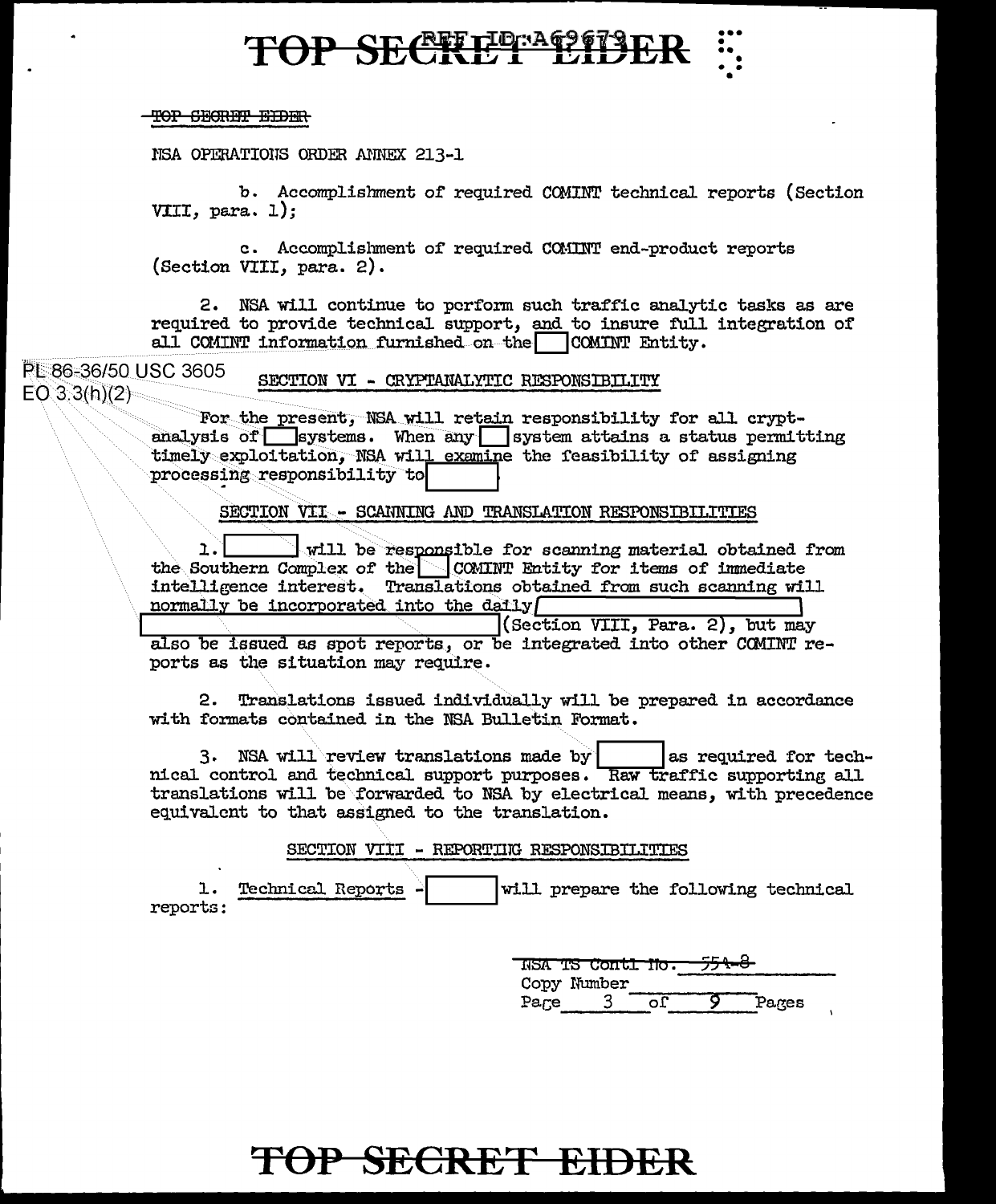TOP SECRET EIDER

NSA OPERATIONS ORDER ANNEX 213-1

b. Accomplishment of required COMINT technical reports (Section VIII, para. 1);

c. Accomplishment of required COMINT end-product reports (Section VIII, para. 2).

2. NSA will continue to perform such traffic analytic tasks as are required to provide technical support, and to insure full integration of all COMINT information furnished on the [ ] COMINT Entity.

PL 86-36/50 USC 3605
EO 3.3(h)(2)

## SECTION VI - CRYPTANALYTIC RESPONSIBILITY

For the present, NSA will retain responsibility for all cryptanalysis of [ ] systems. When any [ ] system attains a status permitting timely exploitation, NSA will examine the feasibility of assigning processing responsibility to [ ]

## SECTION VII - SCANNING AND TRANSLATION RESPONSIBILITIES

1. [ ] will be responsible for scanning material obtained from the Southern Complex of the [ ] COMINT Entity for items of immediate intelligence interest. Translations obtained from such scanning will normally be incorporated into the daily [ ] (Section VIII, Para. 2), but may also be issued as spot reports, or be integrated into other COMINT reports as the situation may require.

2. Translations issued individually will be prepared in accordance with formats contained in the NSA Bulletin Format.

3. NSA will review translations made by [ ] as required for technical control and technical support purposes. Raw traffic supporting all translations will be forwarded to NSA by electrical means, with precedence equivalent to that assigned to the translation.

## SECTION VIII - REPORTING RESPONSIBILITIES

1. Technical Reports - [ ] will prepare the following technical reports:

NSA TS Contl No. 554-8
Copy Number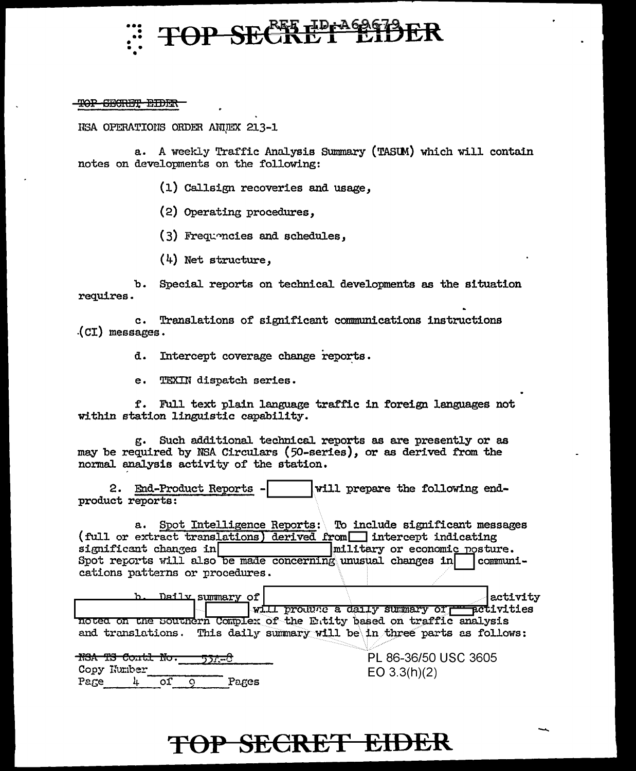TOP SECRET EIDER

NSA OPERATIONS ORDER ANNEX 213-1

a. A weekly Traffic Analysis Summary (TASUM) which will contain notes on developments on the following:

(1) Callsign recoveries and usage,

(2) Operating procedures,

(3) Frequencies and schedules,

(4) Net structure,

b. Special reports on technical developments as the situation requires.

c. Translations of significant communications instructions (CI) messages.

d. Intercept coverage change reports.

e. TEXIN dispatch series.

f. Full text plain language traffic in foreign languages not within station linguistic capability.

g. Such additional technical reports as are presently or as may be required by NSA Circulars (50-series), or as derived from the normal analysis activity of the station.

2. End-Product Reports - [ ] will prepare the following end-product reports:

a. Spot Intelligence Reports: To include significant messages (full or extract translations) derived from [ ] intercept indicating significant changes in [ ] military or economic posture. Spot reports will also be made concerning unusual changes in [ ] communications patterns or procedures.

b. Daily summary of [ ] activity [ ] [ ] will produce a daily summary of [ ] activities noted on the Southern Complex of the Entity based on traffic analysis and translations. This daily summary will be in three parts as follows:

NSA TS Contl No. 5376

Copy Number\_\_\_\_\_\_\_\_

PL 86-36/50 USC 3605
EO 3.3(h)(2)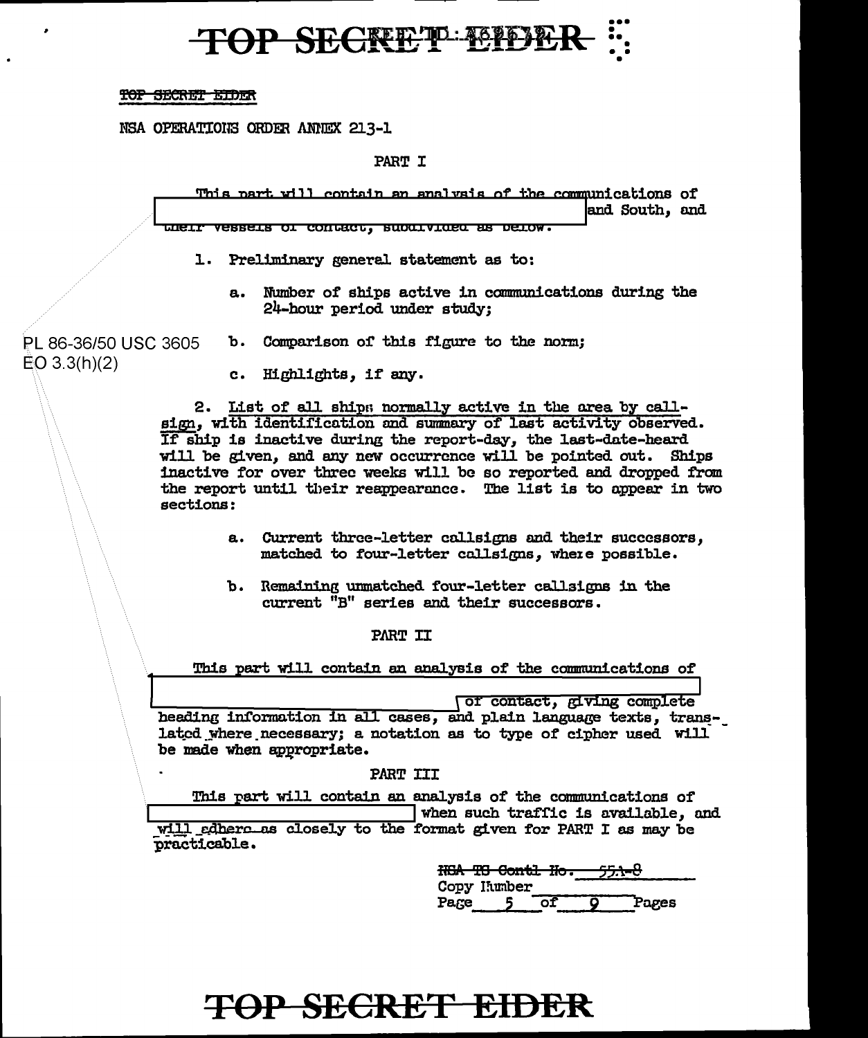~~TOP SECRET EIDER~~

NSA OPERATIONS ORDER ANNEX 213-1

PART I

This part will contain an analysis of the communications of [REDACTED] and South, and their vessels of contact, subdivided as below.

1. Preliminary general statement as to:

   a. Number of ships active in communications during the 24-hour period under study;

   b. Comparison of this figure to the norm;

   c. Highlights, if any.

PL 86-36/50 USC 3605
EO 3.3(h)(2)

2. List of all ships normally active in the area by callsign, with identification and summary of last activity observed. If ship is inactive during the report-day, the last-date-heard will be given, and any new occurrence will be pointed out. Ships inactive for over three weeks will be so reported and dropped from the report until their reappearance. The list is to appear in two sections:

   a. Current three-letter callsigns and their successors, matched to four-letter callsigns, where possible.

   b. Remaining unmatched four-letter callsigns in the current "B" series and their successors.

PART II

This part will contain an analysis of the communications of [REDACTED] of contact, giving complete heading information in all cases, and plain language texts, translated where necessary; a notation as to type of cipher used will be made when appropriate.

PART III

This part will contain an analysis of the communications of [REDACTED] when such traffic is available, and will adhere as closely to the format given for PART I as may be practicable.

~~NSA TS Contl No. 55A-8~~
Copy Number
Page 5 of 9 Pages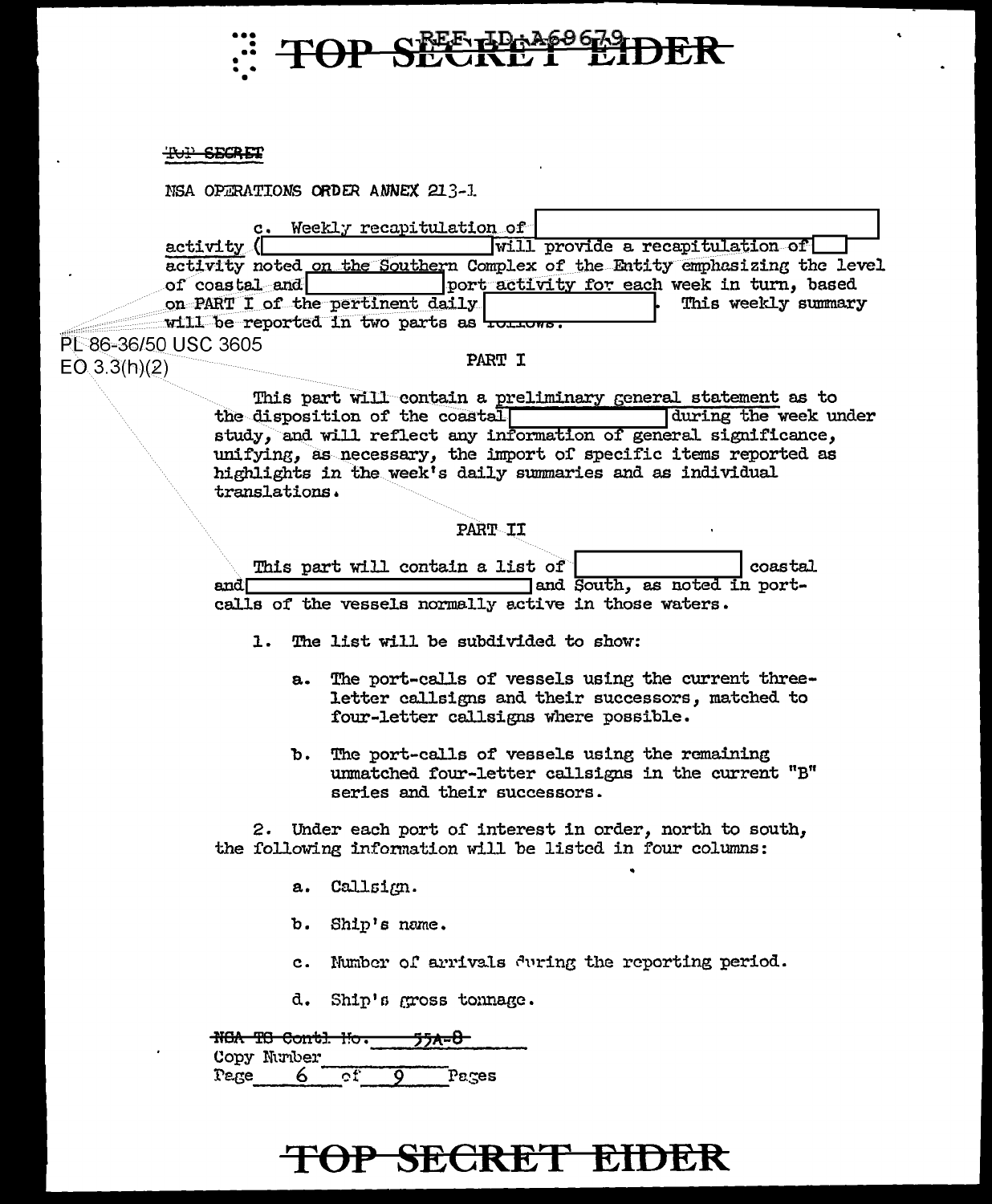TOP SECRET

NSA OPERATIONS ORDER ANNEX 213-1

c. Weekly recapitulation of [REDACTED] activity ([REDACTED] will provide a recapitulation of [REDACTED] activity noted on the Southern Complex of the Entity emphasizing the level of coastal and [REDACTED] port activity for each week in turn, based on PART I of the pertinent daily [REDACTED]. This weekly summary will be reported in two parts as follows:

PL 86-36/50 USC 3605
EO 3.3(h)(2)

PART I

This part will contain a preliminary general statement as to the disposition of the coastal [REDACTED] during the week under study, and will reflect any information of general significance, unifying, as necessary, the import of specific items reported as highlights in the week's daily summaries and as individual translations.

PART II

This part will contain a list of [REDACTED] coastal and [REDACTED] and South, as noted in port-calls of the vessels normally active in those waters.

1. The list will be subdivided to show:

   a. The port-calls of vessels using the current three-letter callsigns and their successors, matched to four-letter callsigns where possible.

   b. The port-calls of vessels using the remaining unmatched four-letter callsigns in the current "B" series and their successors.

2. Under each port of interest in order, north to south, the following information will be listed in four columns:

   a. Callsign.

   b. Ship's name.

   c. Number of arrivals during the reporting period.

   d. Ship's gross tonnage.

~~NSA TS Contl No. 55A-8~~
Copy Number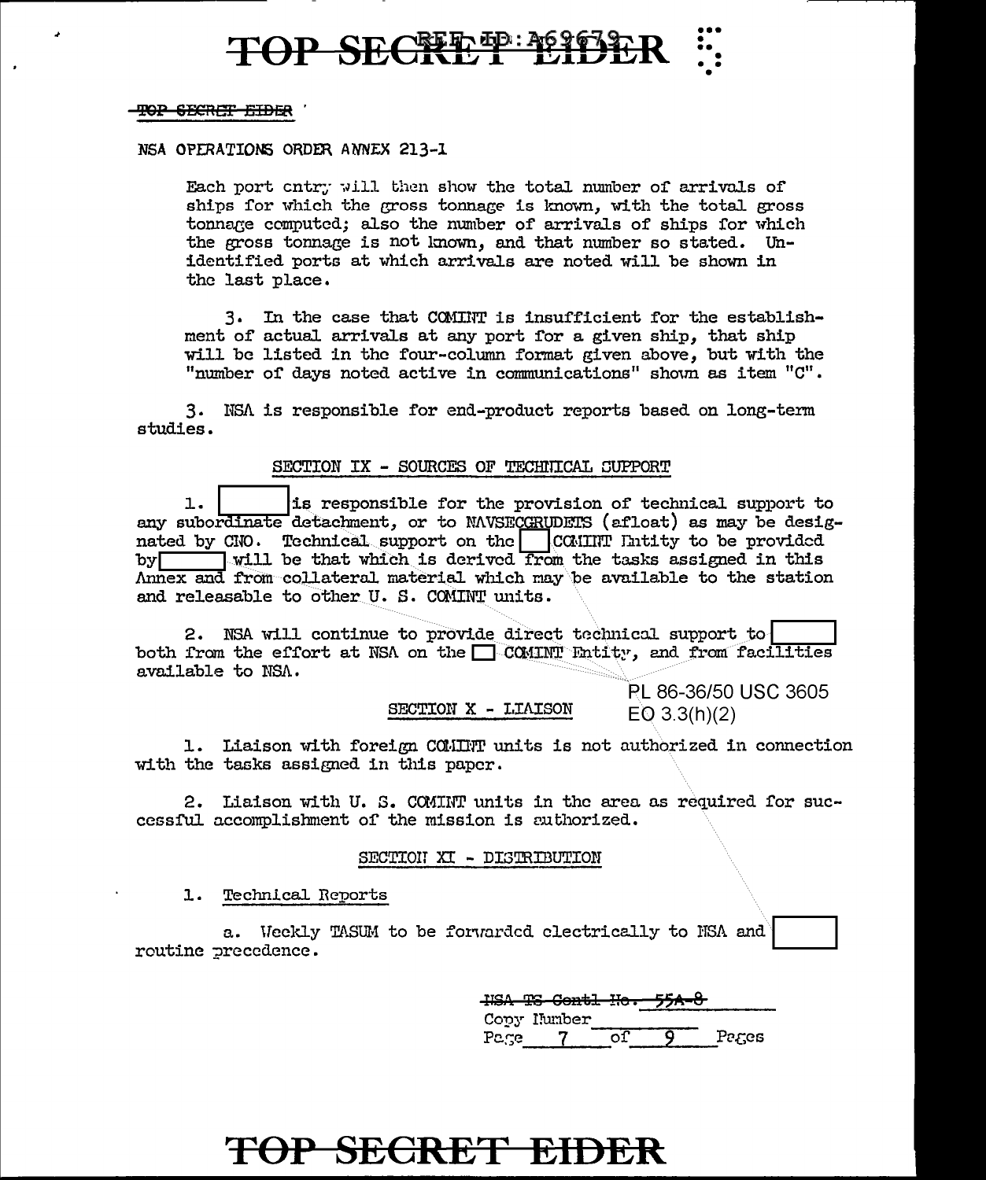TOP SECRET EIDER

NSA OPERATIONS ORDER ANNEX 213-1

Each port entry will then show the total number of arrivals of ships for which the gross tonnage is known, with the total gross tonnage computed; also the number of arrivals of ships for which the gross tonnage is not known, and that number so stated. Unidentified ports at which arrivals are noted will be shown in the last place.

3. In the case that COMINT is insufficient for the establishment of actual arrivals at any port for a given ship, that ship will be listed in the four-column format given above, but with the "number of days noted active in communications" shown as item "C".

3. NSA is responsible for end-product reports based on long-term studies.

SECTION IX - SOURCES OF TECHNICAL SUPPORT

1. [          ] is responsible for the provision of technical support to any subordinate detachment, or to NAVSECGRUDETS (afloat) as may be designated by CNO. Technical support on the [   ] COMINT Entity to be provided by [          ] will be that which is derived from the tasks assigned in this Annex and from collateral material which may be available to the station and releasable to other U. S. COMINT units.

2. NSA will continue to provide direct technical support to [          ] both from the effort at NSA on the [   ] COMINT Entity, and from facilities available to NSA.

PL 86-36/50 USC 3605
EO 3.3(h)(2)

SECTION X - LIAISON

1. Liaison with foreign COMINT units is not authorized in connection with the tasks assigned in this paper.

2. Liaison with U. S. COMINT units in the area as required for successful accomplishment of the mission is authorized.

SECTION XI - DISTRIBUTION

1. Technical Reports

a. Weekly TASUM to be forwarded electrically to NSA and [          ] routine precedence.

~~NSA TS Contl No. 55A-8~~
Copy Number ______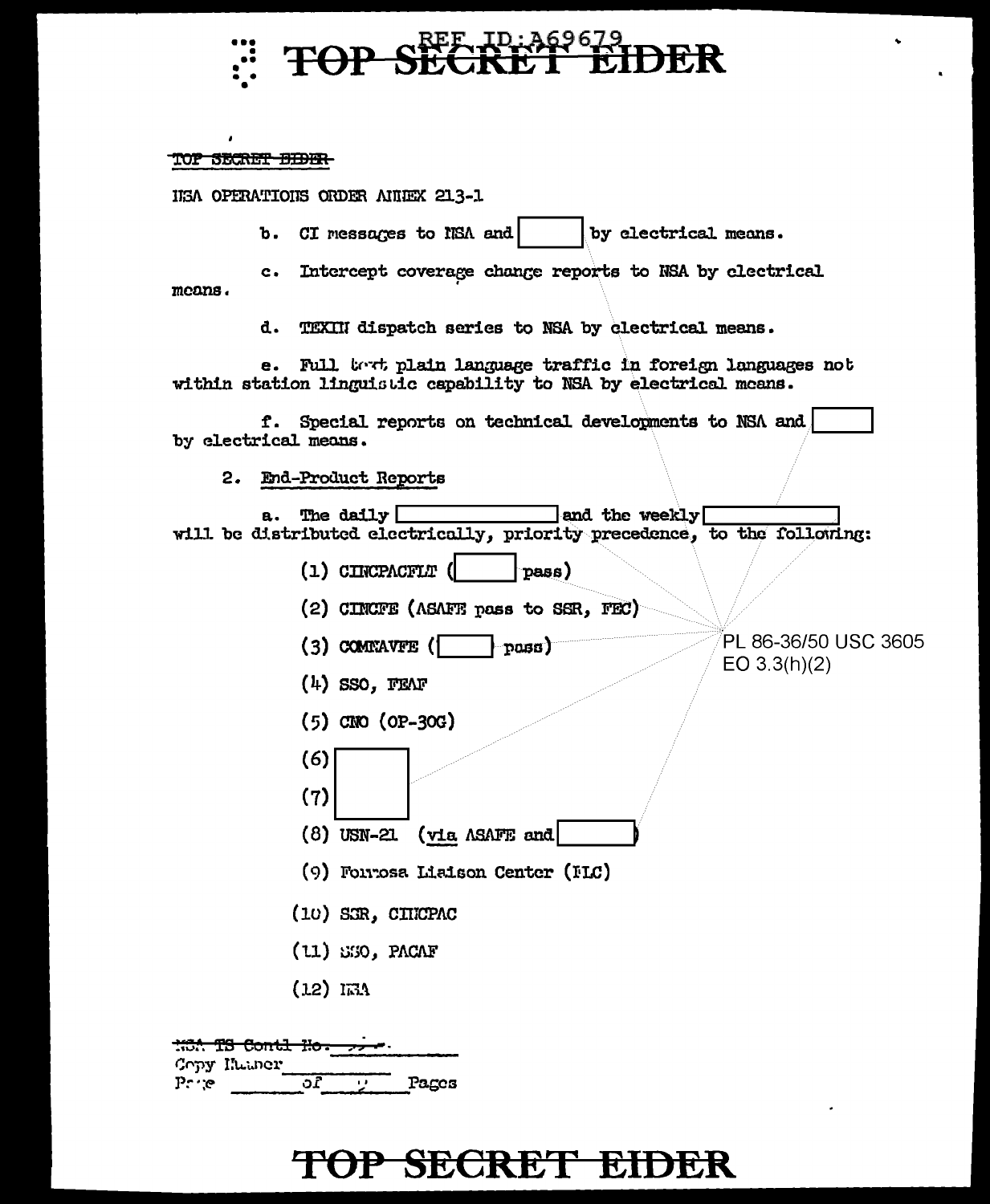TOP SECRET EIDER

NSA OPERATIONS ORDER ANNEX 213-1

b. CI messages to NSA and [ ] by electrical means.

c. Intercept coverage change reports to NSA by electrical means.

d. TEXIN dispatch series to NSA by electrical means.

e. Full text plain language traffic in foreign languages not within station linguistic capability to NSA by electrical means.

f. Special reports on technical developments to NSA and [ ] by electrical means.

2. End-Product Reports

a. The daily [ ] and the weekly [ ] will be distributed electrically, priority precedence, to the following:

(1) CINCPACFLT ([ ] pass)

(2) CINCFE (ASAFE pass to SSR, FEC)

(3) COMNAVFE ([ ] pass)

(4) SSO, FEAF

(5) CNO (OP-30G)

(6) [ ]

(7) [ ]

(8) USN-21 (via ASAFE and [ ])

(9) Formosa Liaison Center (FLC)

(10) SSR, CINCPAC

(11) SSO, PACAF

(12) NSA

PL 86-36/50 USC 3605
EO 3.3(h)(2)

NSA TS Contl No. ~~____~~
Copy Number ______
Page ____ of ____ Pages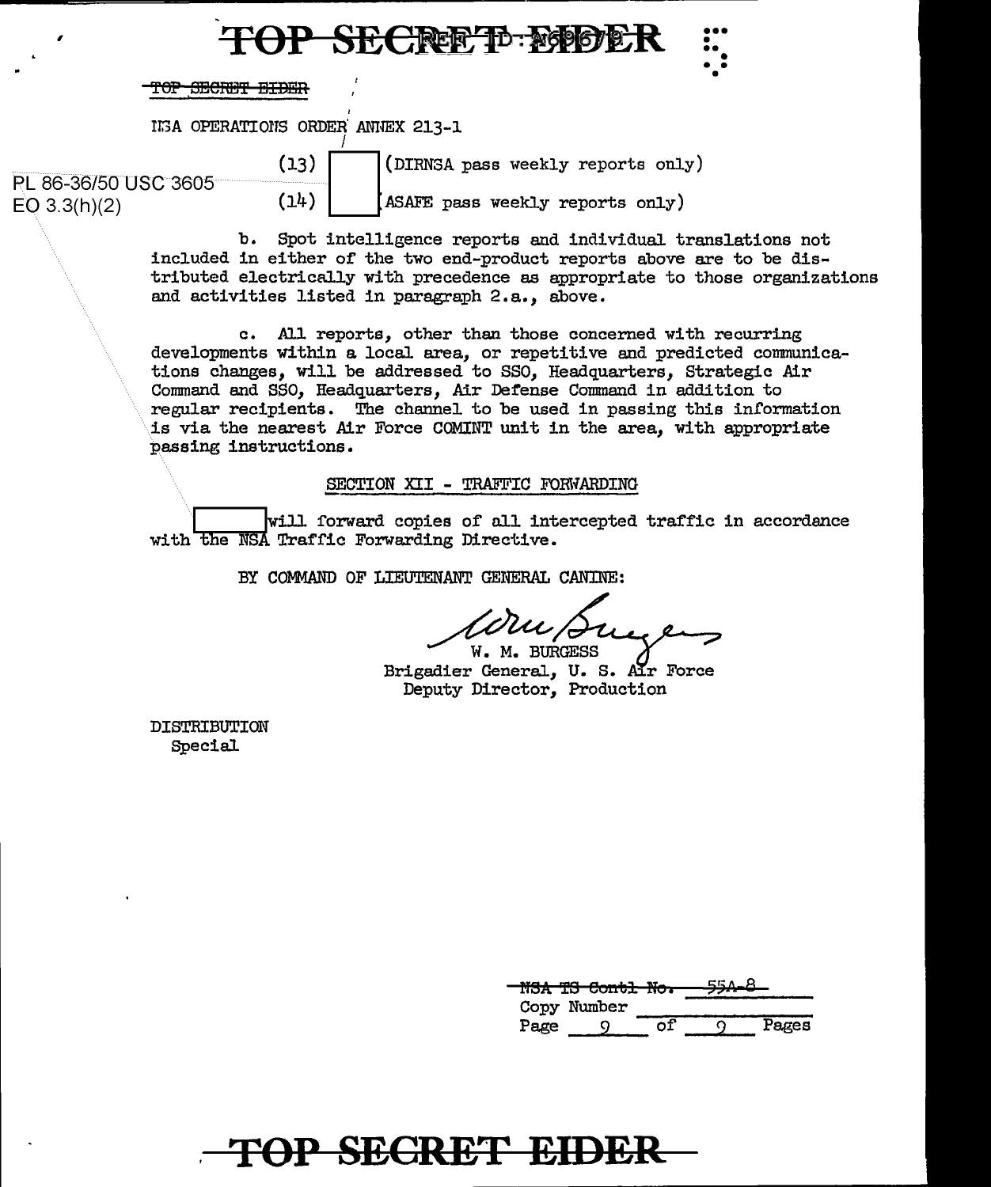TOP SECRET EIDER

~~TOP SECRET EIDER~~

NSA OPERATIONS ORDER ANNEX 213-1

PL 86-36/50 USC 3605
EO 3.3(h)(2)

(13) [ ] (DIRNSA pass weekly reports only)

(14) [ ] (ASAFE pass weekly reports only)

b. Spot intelligence reports and individual translations not included in either of the two end-product reports above are to be distributed electrically with precedence as appropriate to those organizations and activities listed in paragraph 2.a., above.

c. All reports, other than those concerned with recurring developments within a local area, or repetitive and predicted communications changes, will be addressed to SSO, Headquarters, Strategic Air Command and SSO, Headquarters, Air Defense Command in addition to regular recipients. The channel to be used in passing this information is via the nearest Air Force COMINT unit in the area, with appropriate passing instructions.

SECTION XII - TRAFFIC FORWARDING

[ ] will forward copies of all intercepted traffic in accordance with the NSA Traffic Forwarding Directive.

BY COMMAND OF LIEUTENANT GENERAL CANINE:

W. M. BURGESS
Brigadier General, U. S. Air Force
Deputy Director, Production

DISTRIBUTION
Special

~~NSA TS Contl No.~~ 55A-8
Copy Number
Page 9 of 9 Pages

TOP SECRET EIDER